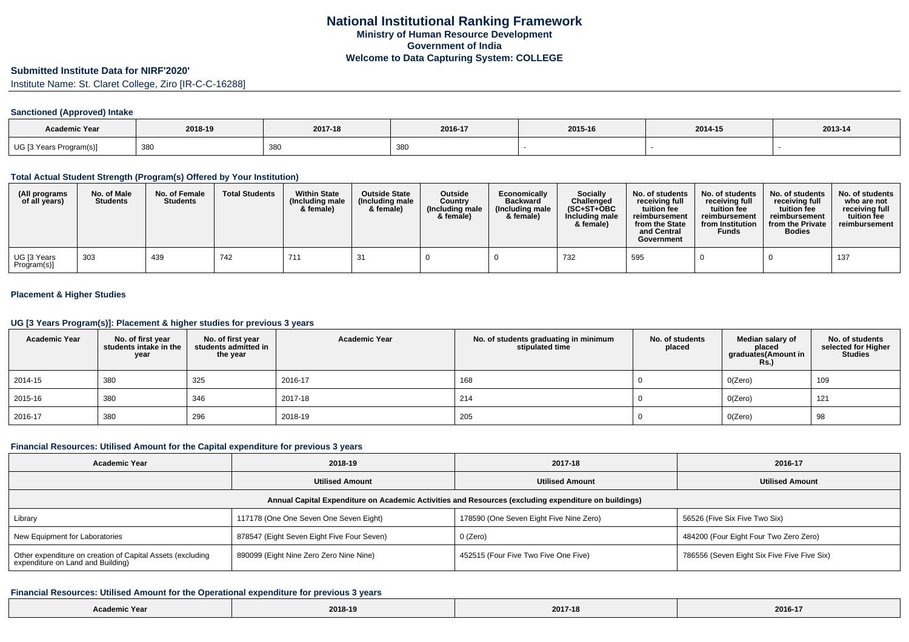# National Institutional Ranking Framework

**Ministry of Human Resource Development**

**Government of India**

**Welcome to Data Capturing System: COLLEGE**

## Submitted Institute Data for NIRF'2020'

Institute Name: St. Claret College, Ziro [IR-C-C-16288]

### Sanctioned (Approved) Intake

| Academic Year | 2018-19 | 2017-18 | 2016-17 | 2015-16 | 2014-15 | 2013-14 |
|---|---|---|---|---|---|---|
| UG [3 Years Program(s)] | 380 | 380 | 380 | - | - | - |

### Total Actual Student Strength (Program(s) Offered by Your Institution)

| (All programs of all years) | No. of Male Students | No. of Female Students | Total Students | Within State (Including male & female) | Outside State (Including male & female) | Outside Country (Including male & female) | Economically Backward (Including male & female) | Socially Challenged (SC+ST+OBC Including male & female) | No. of students receiving full tuition fee reimbursement from the State and Central Government | No. of students receiving full tuition fee reimbursement from Institution Funds | No. of students receiving full tuition fee reimbursement from the Private Bodies | No. of students who are not receiving full tuition fee reimbursement |
|---|---|---|---|---|---|---|---|---|---|---|---|---|
| UG [3 Years Program(s)] | 303 | 439 | 742 | 711 | 31 | 0 | 0 | 732 | 595 | 0 | 0 | 137 |

### Placement & Higher Studies

### UG [3 Years Program(s)]: Placement & higher studies for previous 3 years

| Academic Year | No. of first year students intake in the year | No. of first year students admitted in the year | Academic Year | No. of students graduating in minimum stipulated time | No. of students placed | Median salary of placed graduates(Amount in Rs.) | No. of students selected for Higher Studies |
|---|---|---|---|---|---|---|---|
| 2014-15 | 380 | 325 | 2016-17 | 168 | 0 | 0(Zero) | 109 |
| 2015-16 | 380 | 346 | 2017-18 | 214 | 0 | 0(Zero) | 121 |
| 2016-17 | 380 | 296 | 2018-19 | 205 | 0 | 0(Zero) | 98 |

### Financial Resources: Utilised Amount for the Capital expenditure for previous 3 years

| Academic Year | 2018-19 | 2017-18 | 2016-17 |
|---|---|---|---|
| | Utilised Amount | Utilised Amount | Utilised Amount |
| Annual Capital Expenditure on Academic Activities and Resources (excluding expenditure on buildings) | | | |
| Library | 117178 (One One Seven One Seven Eight) | 178590 (One Seven Eight Five Nine Zero) | 56526 (Five Six Five Two Six) |
| New Equipment for Laboratories | 878547 (Eight Seven Eight Five Four Seven) | 0 (Zero) | 484200 (Four Eight Four Two Zero Zero) |
| Other expenditure on creation of Capital Assets (excluding expenditure on Land and Building) | 890099 (Eight Nine Zero Zero Nine Nine) | 452515 (Four Five Two Five One Five) | 786556 (Seven Eight Six Five Five Six) |

### Financial Resources: Utilised Amount for the Operational expenditure for previous 3 years

| Academic Year | 2018-19 | 2017-18 | 2016-17 |
|---|---|---|---|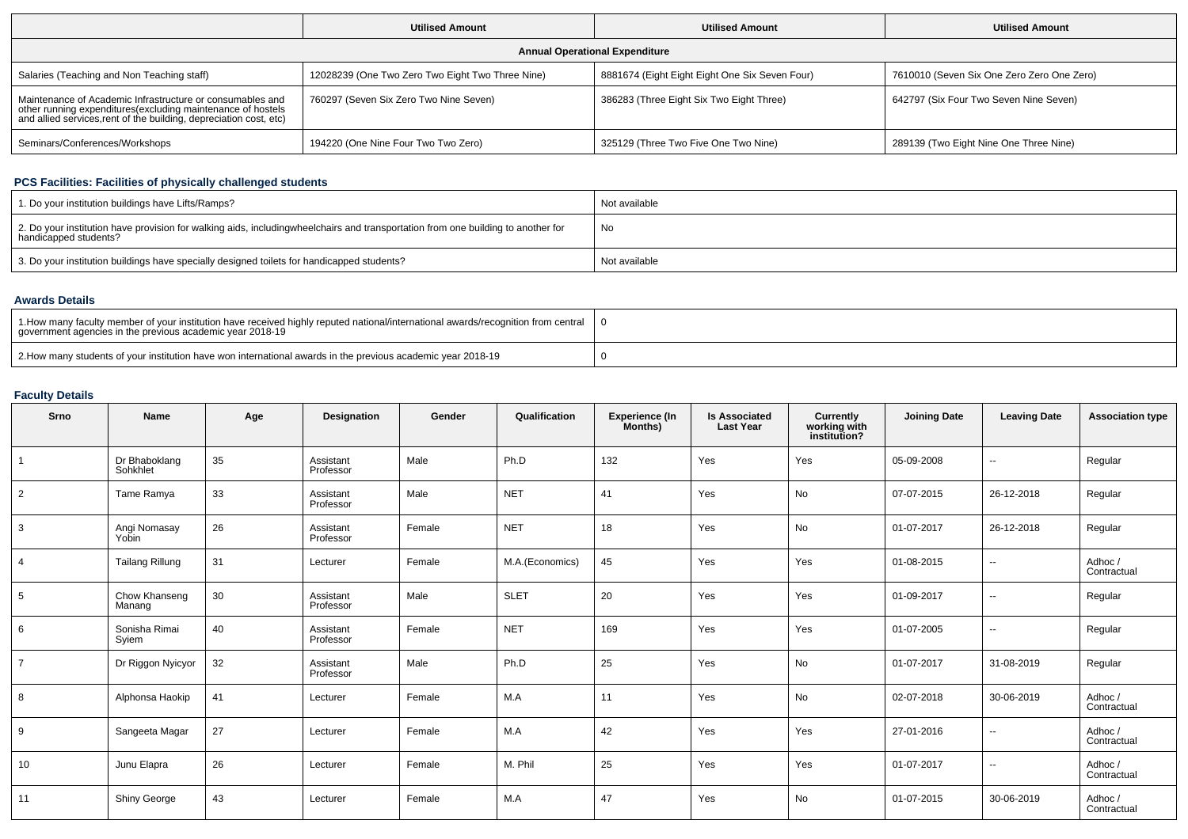| | Utilised Amount | Utilised Amount | Utilised Amount |
|---|---|---|---|
| **Annual Operational Expenditure** | | | |
| Salaries (Teaching and Non Teaching staff) | 12028239 (One Two Zero Two Eight Two Three Nine) | 8881674 (Eight Eight Eight One Six Seven Four) | 7610010 (Seven Six One Zero Zero One Zero) |
| Maintenance of Academic Infrastructure or consumables and other running expenditures(excluding maintenance of hostels and allied services,rent of the building, depreciation cost, etc) | 760297 (Seven Six Zero Two Nine Seven) | 386283 (Three Eight Six Two Eight Three) | 642797 (Six Four Two Seven Nine Seven) |
| Seminars/Conferences/Workshops | 194220 (One Nine Four Two Two Zero) | 325129 (Three Two Five One Two Nine) | 289139 (Two Eight Nine One Three Nine) |

### PCS Facilities: Facilities of physically challenged students

| | |
|---|---|
| 1. Do your institution buildings have Lifts/Ramps? | Not available |
| 2. Do your institution have provision for walking aids, includingwheelchairs and transportation from one building to another for handicapped students? | No |
| 3. Do your institution buildings have specially designed toilets for handicapped students? | Not available |

### Awards Details

| | |
|---|---|
| 1.How many faculty member of your institution have received highly reputed national/international awards/recognition from central government agencies in the previous academic year 2018-19 | 0 |
| 2.How many students of your institution have won international awards in the previous academic year 2018-19 | 0 |

### Faculty Details

| Srno | Name | Age | Designation | Gender | Qualification | Experience (In Months) | Is Associated Last Year | Currently working with institution? | Joining Date | Leaving Date | Association type |
|---|---|---|---|---|---|---|---|---|---|---|---|
| 1 | Dr Bhaboklang Sohkhlet | 35 | Assistant Professor | Male | Ph.D | 132 | Yes | Yes | 05-09-2008 | -- | Regular |
| 2 | Tame Ramya | 33 | Assistant Professor | Male | NET | 41 | Yes | No | 07-07-2015 | 26-12-2018 | Regular |
| 3 | Angi Nomasay Yobin | 26 | Assistant Professor | Female | NET | 18 | Yes | No | 01-07-2017 | 26-12-2018 | Regular |
| 4 | Tailang Rillung | 31 | Lecturer | Female | M.A.(Economics) | 45 | Yes | Yes | 01-08-2015 | -- | Adhoc / Contractual |
| 5 | Chow Khanseng Manang | 30 | Assistant Professor | Male | SLET | 20 | Yes | Yes | 01-09-2017 | -- | Regular |
| 6 | Sonisha Rimai Syiem | 40 | Assistant Professor | Female | NET | 169 | Yes | Yes | 01-07-2005 | -- | Regular |
| 7 | Dr Riggon Nyicyor | 32 | Assistant Professor | Male | Ph.D | 25 | Yes | No | 01-07-2017 | 31-08-2019 | Regular |
| 8 | Alphonsa Haokip | 41 | Lecturer | Female | M.A | 11 | Yes | No | 02-07-2018 | 30-06-2019 | Adhoc / Contractual |
| 9 | Sangeeta Magar | 27 | Lecturer | Female | M.A | 42 | Yes | Yes | 27-01-2016 | -- | Adhoc / Contractual |
| 10 | Junu Elapra | 26 | Lecturer | Female | M. Phil | 25 | Yes | Yes | 01-07-2017 | -- | Adhoc / Contractual |
| 11 | Shiny George | 43 | Lecturer | Female | M.A | 47 | Yes | No | 01-07-2015 | 30-06-2019 | Adhoc / Contractual |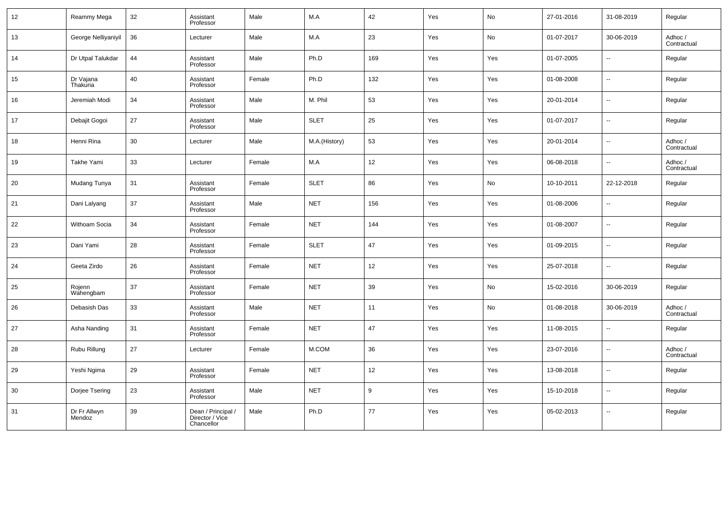| | | | | | | | | | | | |
|---|---|---|---|---|---|---|---|---|---|---|---|
| 12 | Reammy Mega | 32 | Assistant Professor | Male | M.A | 42 | Yes | No | 27-01-2016 | 31-08-2019 | Regular |
| 13 | George Nelliyaniyil | 36 | Lecturer | Male | M.A | 23 | Yes | No | 01-07-2017 | 30-06-2019 | Adhoc / Contractual |
| 14 | Dr Utpal Talukdar | 44 | Assistant Professor | Male | Ph.D | 169 | Yes | Yes | 01-07-2005 | -- | Regular |
| 15 | Dr Vajana Thakuria | 40 | Assistant Professor | Female | Ph.D | 132 | Yes | Yes | 01-08-2008 | -- | Regular |
| 16 | Jeremiah Modi | 34 | Assistant Professor | Male | M. Phil | 53 | Yes | Yes | 20-01-2014 | -- | Regular |
| 17 | Debajit Gogoi | 27 | Assistant Professor | Male | SLET | 25 | Yes | Yes | 01-07-2017 | -- | Regular |
| 18 | Henni Rina | 30 | Lecturer | Male | M.A.(History) | 53 | Yes | Yes | 20-01-2014 | -- | Adhoc / Contractual |
| 19 | Takhe Yami | 33 | Lecturer | Female | M.A | 12 | Yes | Yes | 06-08-2018 | -- | Adhoc / Contractual |
| 20 | Mudang Tunya | 31 | Assistant Professor | Female | SLET | 86 | Yes | No | 10-10-2011 | 22-12-2018 | Regular |
| 21 | Dani Lalyang | 37 | Assistant Professor | Male | NET | 156 | Yes | Yes | 01-08-2006 | -- | Regular |
| 22 | Withoam Socia | 34 | Assistant Professor | Female | NET | 144 | Yes | Yes | 01-08-2007 | -- | Regular |
| 23 | Dani Yami | 28 | Assistant Professor | Female | SLET | 47 | Yes | Yes | 01-09-2015 | -- | Regular |
| 24 | Geeta Zirdo | 26 | Assistant Professor | Female | NET | 12 | Yes | Yes | 25-07-2018 | -- | Regular |
| 25 | Rojenn Wahengbam | 37 | Assistant Professor | Female | NET | 39 | Yes | No | 15-02-2016 | 30-06-2019 | Regular |
| 26 | Debasish Das | 33 | Assistant Professor | Male | NET | 11 | Yes | No | 01-08-2018 | 30-06-2019 | Adhoc / Contractual |
| 27 | Asha Nanding | 31 | Assistant Professor | Female | NET | 47 | Yes | Yes | 11-08-2015 | -- | Regular |
| 28 | Rubu Rillung | 27 | Lecturer | Female | M.COM | 36 | Yes | Yes | 23-07-2016 | -- | Adhoc / Contractual |
| 29 | Yeshi Ngima | 29 | Assistant Professor | Female | NET | 12 | Yes | Yes | 13-08-2018 | -- | Regular |
| 30 | Dorjee Tsering | 23 | Assistant Professor | Male | NET | 9 | Yes | Yes | 15-10-2018 | -- | Regular |
| 31 | Dr Fr Allwyn Mendoz | 39 | Dean / Principal / Director / Vice Chancellor | Male | Ph.D | 77 | Yes | Yes | 05-02-2013 | -- | Regular |